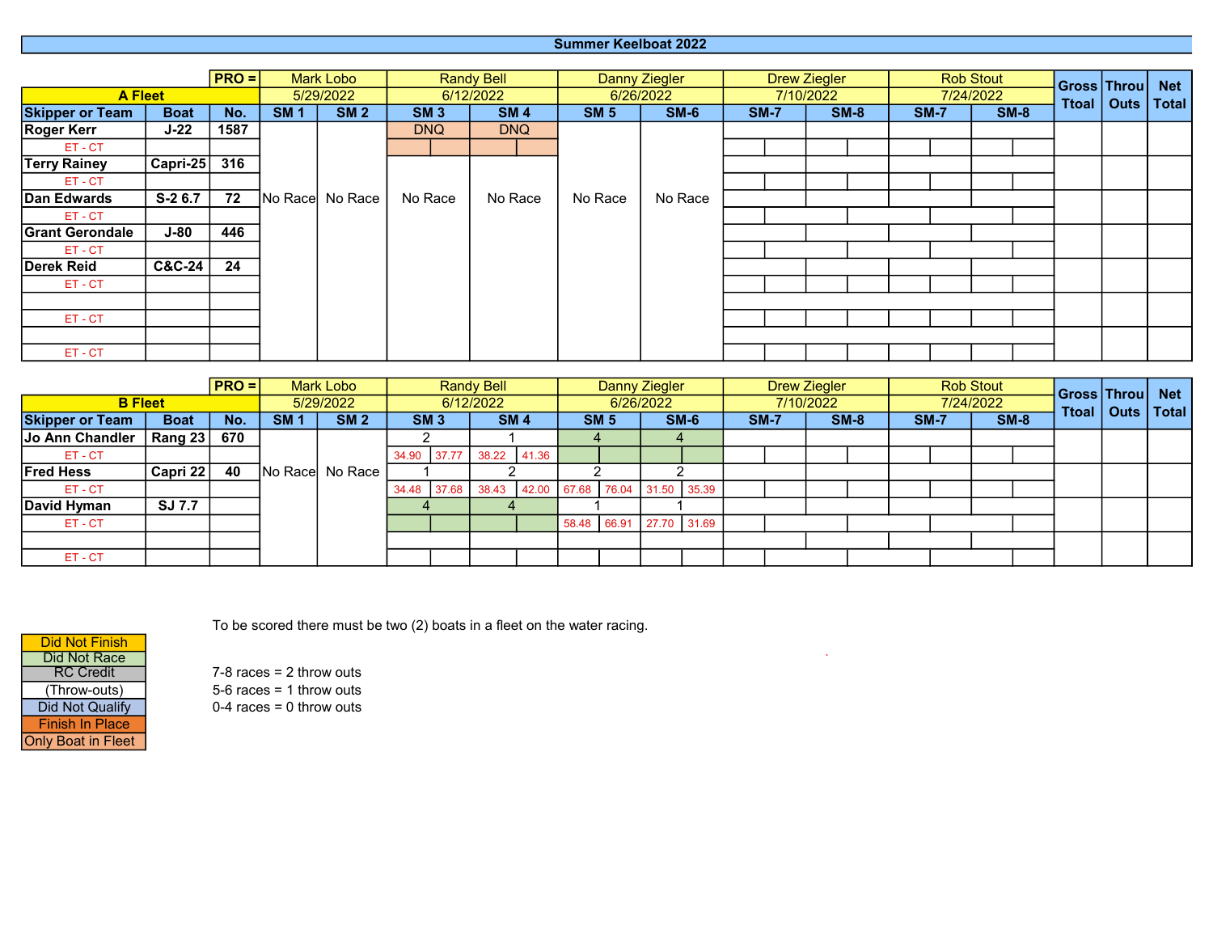# Summer Keelboat 2022

## A Fleet

| | PRO = | | Mark Lobo | | Randy Bell | | Danny Ziegler | | Drew Ziegler | | Rob Stout | | Gross Ttoal | Throu Outs | Net Total |
|---|---|---|---|---|---|---|---|---|---|---|---|---|---|---|---|
| **A Fleet** | | | 5/29/2022 | | 6/12/2022 | | 6/26/2022 | | 7/10/2022 | | 7/24/2022 | | | | |
| **Skipper or Team** | **Boat** | **No.** | **SM 1** | **SM 2** | **SM 3** | **SM 4** | **SM 5** | **SM-6** | **SM-7** | **SM-8** | **SM-7** | **SM-8** | | | |
| **Roger Kerr** | **J-22** | **1587** | No Race | No Race | DNQ | DNQ | No Race | No Race | | | | | | | |
| ET - CT | | | | | | | | | | | | | | | |
| **Terry Rainey** | **Capri-25** | **316** | | | No Race | No Race | | | | | | | | | |
| ET - CT | | | | | | | | | | | | | | | |
| **Dan Edwards** | **S-2 6.7** | **72** | | | | | | | | | | | | | |
| ET - CT | | | | | | | | | | | | | | | |
| **Grant Gerondale** | **J-80** | **446** | | | | | | | | | | | | | |
| ET - CT | | | | | | | | | | | | | | | |
| **Derek Reid** | **C&C-24** | **24** | | | | | | | | | | | | | |
| ET - CT | | | | | | | | | | | | | | | |
| | | | | | | | | | | | | | | | |
| ET - CT | | | | | | | | | | | | | | | |
| | | | | | | | | | | | | | | | |
| ET - CT | | | | | | | | | | | | | | | |

## B Fleet

| | PRO = | | Mark Lobo | | Randy Bell | | Danny Ziegler | | Drew Ziegler | | Rob Stout | | Gross Ttoal | Throu Outs | Net Total |
|---|---|---|---|---|---|---|---|---|---|---|---|---|---|---|---|
| **B Fleet** | | | 5/29/2022 | | 6/12/2022 | | 6/26/2022 | | 7/10/2022 | | 7/24/2022 | | | | |
| **Skipper or Team** | **Boat** | **No.** | **SM 1** | **SM 2** | **SM 3** | **SM 4** | **SM 5** | **SM-6** | **SM-7** | **SM-8** | **SM-7** | **SM-8** | | | |
| **Jo Ann Chandler** | **Rang 23** | **670** | No Race | No Race | 2 | 1 | 4 | 4 | | | | | | | |
| ET - CT | | | | | 34.90 / 37.77 | 38.22 / 41.36 | | | | | | | | | |
| **Fred Hess** | **Capri 22** | **40** | | | 1 | 2 | 2 | 2 | | | | | | | |
| ET - CT | | | | | 34.48 / 37.68 | 38.43 / 42.00 | 67.68 / 76.04 | 31.50 / 35.39 | | | | | | | |
| **David Hyman** | **SJ 7.7** | | | | 4 | 4 | 1 | 1 | | | | | | | |
| ET - CT | | | | | | | 58.48 / 66.91 | 27.70 / 31.69 | | | | | | | |
| | | | | | | | | | | | | | | | |
| ET - CT | | | | | | | | | | | | | | | |

To be scored there must be two (2) boats in a fleet on the water racing.

7-8 races = 2 throw outs
5-6 races = 1 throw outs
0-4 races = 0 throw outs

| Legend |
|---|
| Did Not Finish |
| Did Not Race |
| RC Credit |
| (Throw-outs) |
| Did Not Qualify |
| Finish In Place |
| Only Boat in Fleet |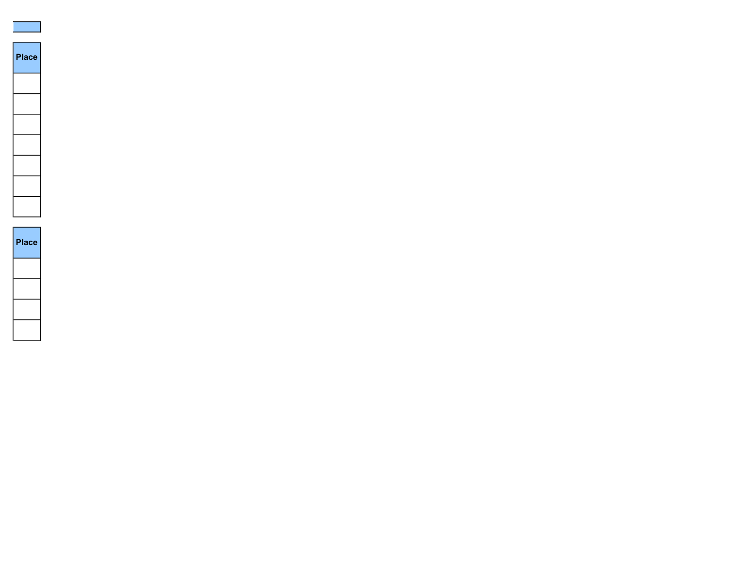| Place |
| --- |
| |
| |
| |
| |
| |
| |
| |

| Place |
| --- |
| |
| |
| |
| |